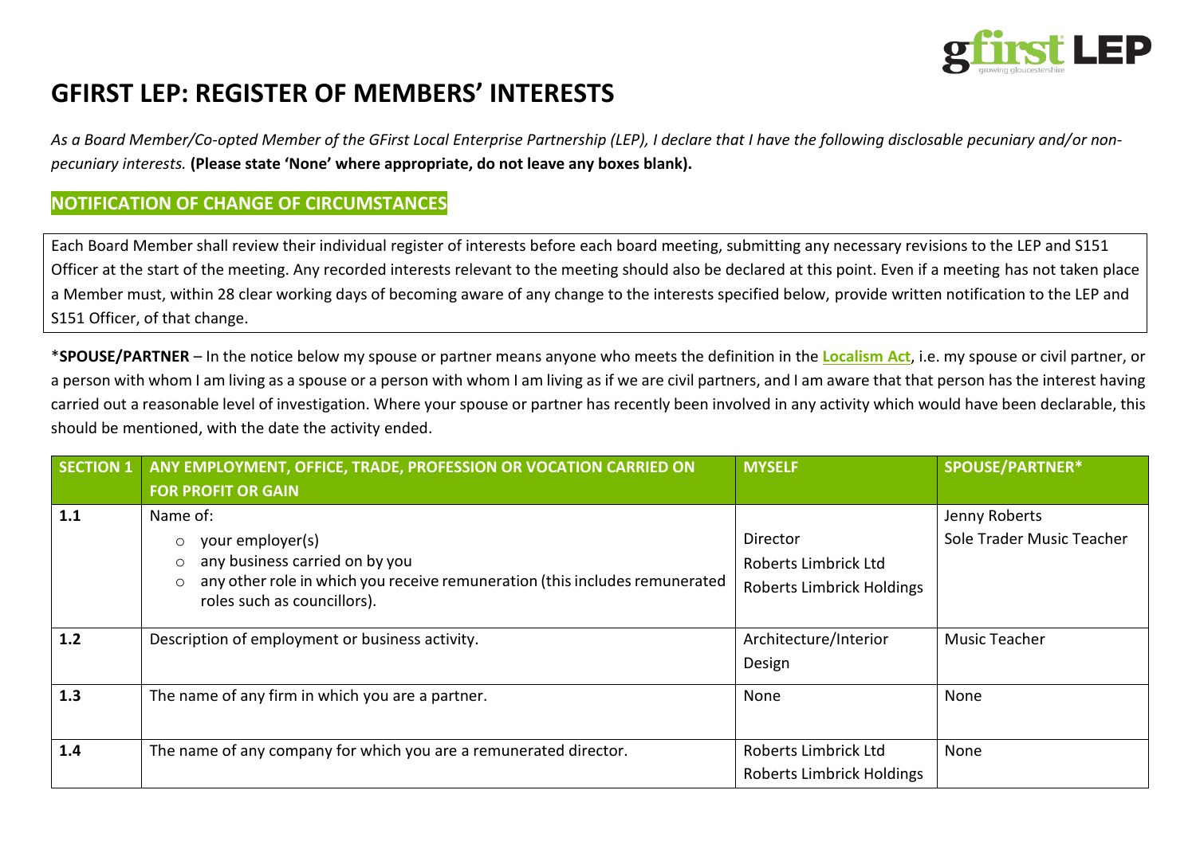# GFIRST LEP: REGISTER OF MEMBERS' INTERESTS

*As a Board Member/Co-opted Member of the GFirst Local Enterprise Partnership (LEP), I declare that I have the following disclosable pecuniary and/or non-pecuniary interests.* **(Please state 'None' where appropriate, do not leave any boxes blank).**

## NOTIFICATION OF CHANGE OF CIRCUMSTANCES

Each Board Member shall review their individual register of interests before each board meeting, submitting any necessary revisions to the LEP and S151 Officer at the start of the meeting. Any recorded interests relevant to the meeting should also be declared at this point. Even if a meeting has not taken place a Member must, within 28 clear working days of becoming aware of any change to the interests specified below, provide written notification to the LEP and S151 Officer, of that change.

\***SPOUSE/PARTNER** – In the notice below my spouse or partner means anyone who meets the definition in the **Localism Act**, i.e. my spouse or civil partner, or a person with whom I am living as a spouse or a person with whom I am living as if we are civil partners, and I am aware that that person has the interest having carried out a reasonable level of investigation. Where your spouse or partner has recently been involved in any activity which would have been declarable, this should be mentioned, with the date the activity ended.

| SECTION 1 | ANY EMPLOYMENT, OFFICE, TRADE, PROFESSION OR VOCATION CARRIED ON FOR PROFIT OR GAIN | MYSELF | SPOUSE/PARTNER* |
|---|---|---|---|
| **1.1** | Name of:<br>○ your employer(s)<br>○ any business carried on by you<br>○ any other role in which you receive remuneration (this includes remunerated roles such as councillors). | Director<br>Roberts Limbrick Ltd<br>Roberts Limbrick Holdings | Jenny Roberts<br>Sole Trader Music Teacher |
| **1.2** | Description of employment or business activity. | Architecture/Interior Design | Music Teacher |
| **1.3** | The name of any firm in which you are a partner. | None | None |
| **1.4** | The name of any company for which you are a remunerated director. | Roberts Limbrick Ltd<br>Roberts Limbrick Holdings | None |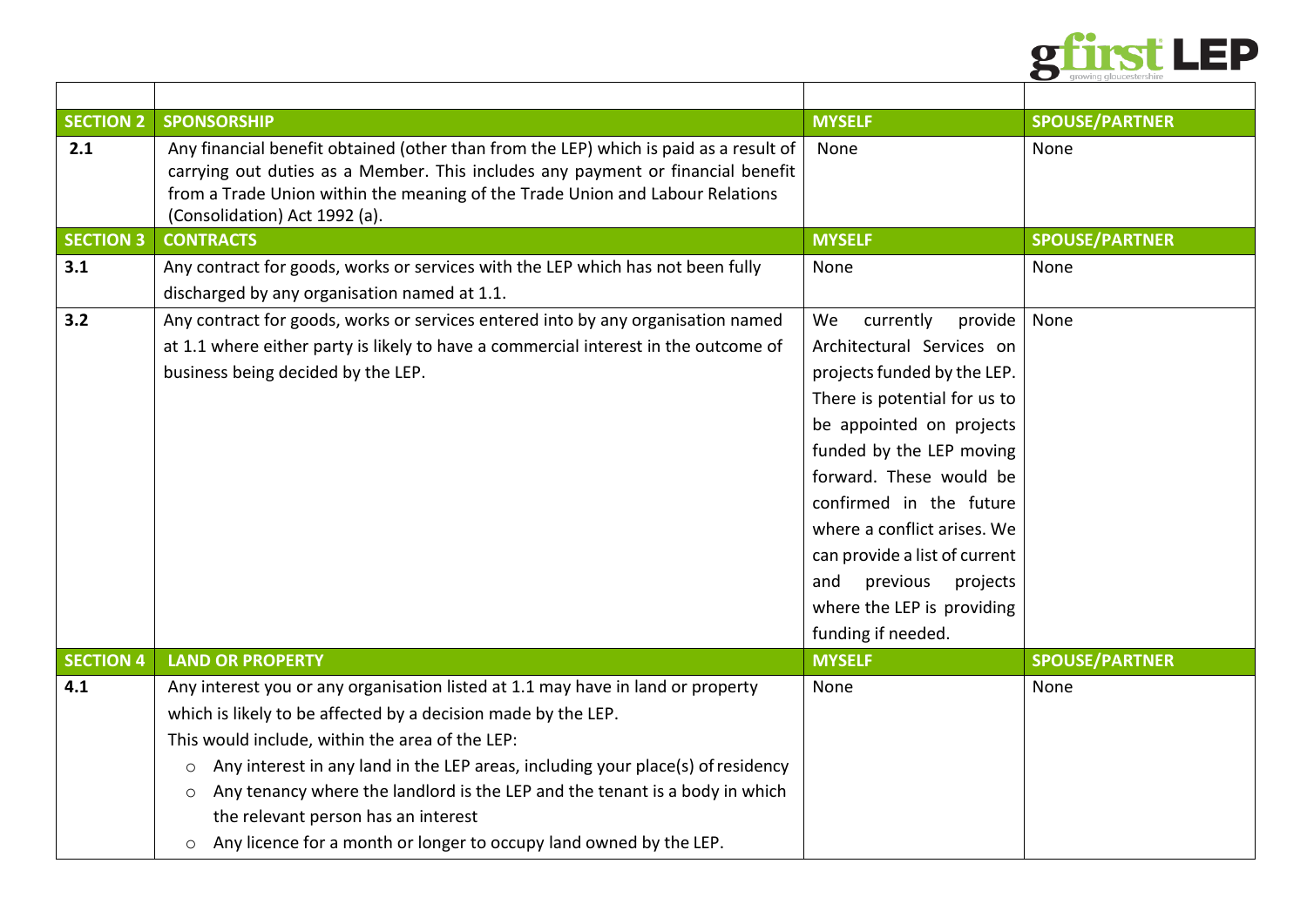| | | | |
|---|---|---|---|
| **SECTION 2** | **SPONSORSHIP** | **MYSELF** | **SPOUSE/PARTNER** |
| **2.1** | Any financial benefit obtained (other than from the LEP) which is paid as a result of carrying out duties as a Member. This includes any payment or financial benefit from a Trade Union within the meaning of the Trade Union and Labour Relations (Consolidation) Act 1992 (a). | None | None |
| **SECTION 3** | **CONTRACTS** | **MYSELF** | **SPOUSE/PARTNER** |
| **3.1** | Any contract for goods, works or services with the LEP which has not been fully discharged by any organisation named at 1.1. | None | None |
| **3.2** | Any contract for goods, works or services entered into by any organisation named at 1.1 where either party is likely to have a commercial interest in the outcome of business being decided by the LEP. | We currently provide Architectural Services on projects funded by the LEP. There is potential for us to be appointed on projects funded by the LEP moving forward. These would be confirmed in the future where a conflict arises. We can provide a list of current and previous projects where the LEP is providing funding if needed. | None |
| **SECTION 4** | **LAND OR PROPERTY** | **MYSELF** | **SPOUSE/PARTNER** |
| **4.1** | Any interest you or any organisation listed at 1.1 may have in land or property which is likely to be affected by a decision made by the LEP.<br>This would include, within the area of the LEP:<br>○ Any interest in any land in the LEP areas, including your place(s) of residency<br>○ Any tenancy where the landlord is the LEP and the tenant is a body in which the relevant person has an interest<br>○ Any licence for a month or longer to occupy land owned by the LEP. | None | None |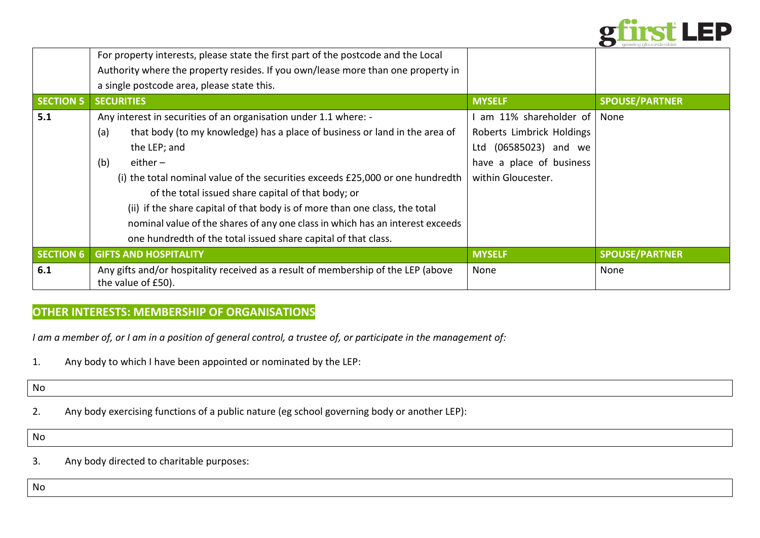| | For property interests, please state the first part of the postcode and the Local Authority where the property resides. If you own/lease more than one property in a single postcode area, please state this. | | |
|---|---|---|---|
| **SECTION 5** | **SECURITIES** | **MYSELF** | **SPOUSE/PARTNER** |
| **5.1** | Any interest in securities of an organisation under 1.1 where: -<br>(a) that body (to my knowledge) has a place of business or land in the area of the LEP; and<br>(b) either –<br>(i) the total nominal value of the securities exceeds £25,000 or one hundredth of the total issued share capital of that body; or<br>(ii) if the share capital of that body is of more than one class, the total nominal value of the shares of any one class in which has an interest exceeds one hundredth of the total issued share capital of that class. | I am 11% shareholder of Roberts Limbrick Holdings Ltd (06585023) and we have a place of business within Gloucester. | None |
| **SECTION 6** | **GIFTS AND HOSPITALITY** | **MYSELF** | **SPOUSE/PARTNER** |
| **6.1** | Any gifts and/or hospitality received as a result of membership of the LEP (above the value of £50). | None | None |

## OTHER INTERESTS: MEMBERSHIP OF ORGANISATIONS

*I am a member of, or I am in a position of general control, a trustee of, or participate in the management of:*

1. Any body to which I have been appointed or nominated by the LEP:

No

2. Any body exercising functions of a public nature (eg school governing body or another LEP):

No

3. Any body directed to charitable purposes:

No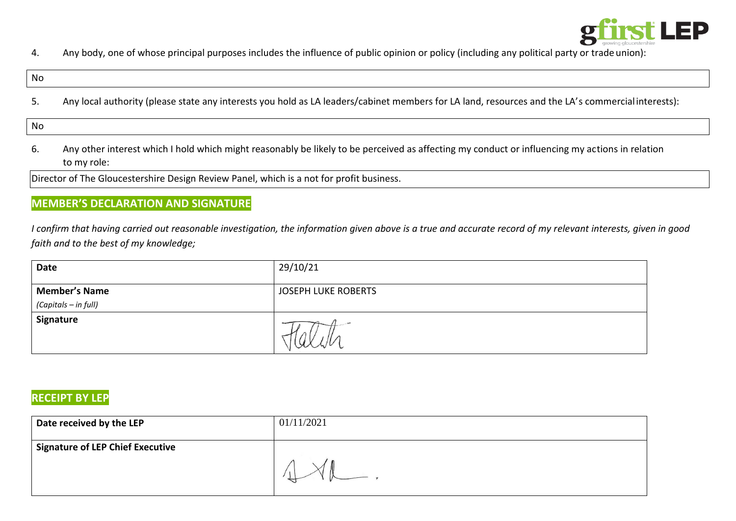4. Any body, one of whose principal purposes includes the influence of public opinion or policy (including any political party or trade union):

No

5. Any local authority (please state any interests you hold as LA leaders/cabinet members for LA land, resources and the LA's commercial interests):

No

6. Any other interest which I hold which might reasonably be likely to be perceived as affecting my conduct or influencing my actions in relation to my role:

Director of The Gloucestershire Design Review Panel, which is a not for profit business.

## MEMBER'S DECLARATION AND SIGNATURE

*I confirm that having carried out reasonable investigation, the information given above is a true and accurate record of my relevant interests, given in good faith and to the best of my knowledge;*

| **Date** | 29/10/21 |
|---|---|
| **Member's Name** *(Capitals – in full)* | JOSEPH LUKE ROBERTS |
| **Signature** | |

## RECEIPT BY LEP

| **Date received by the LEP** | 01/11/2021 |
|---|---|
| **Signature of LEP Chief Executive** | |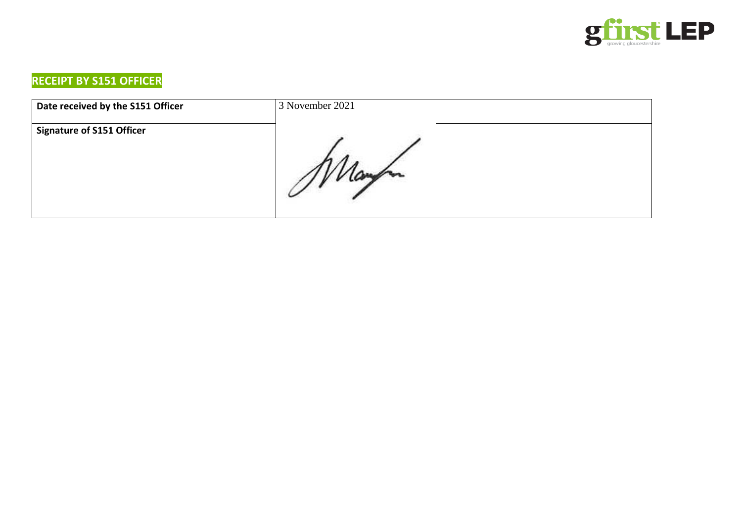## RECEIPT BY S151 OFFICER

| | |
|---|---|
| **Date received by the S151 Officer** | 3 November 2021 |
| **Signature of S151 Officer** | |